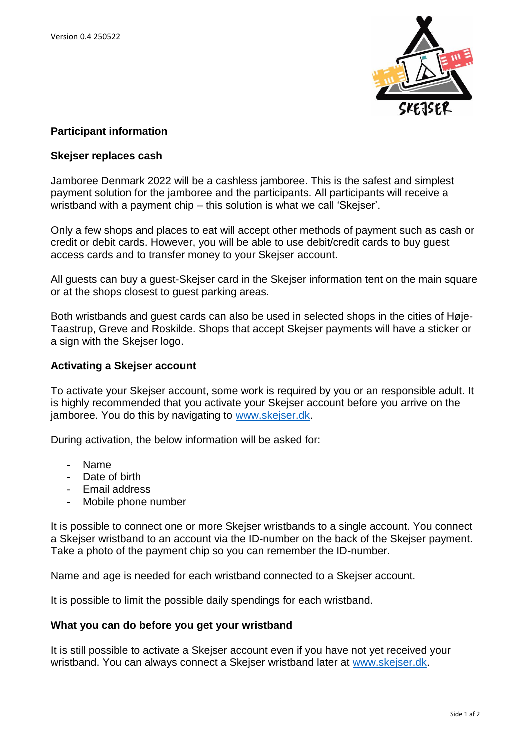Version 0.4 250522

## Participant information

### Skejser replaces cash

Jamboree Denmark 2022 will be a cashless jamboree. This is the safest and simplest payment solution for the jamboree and the participants. All participants will receive a wristband with a payment chip – this solution is what we call 'Skejser'.

Only a few shops and places to eat will accept other methods of payment such as cash or credit or debit cards. However, you will be able to use debit/credit cards to buy guest access cards and to transfer money to your Skejser account.

All guests can buy a guest-Skejser card in the Skejser information tent on the main square or at the shops closest to guest parking areas.

Both wristbands and guest cards can also be used in selected shops in the cities of Høje-Taastrup, Greve and Roskilde. Shops that accept Skejser payments will have a sticker or a sign with the Skejser logo.

### Activating a Skejser account

To activate your Skejser account, some work is required by you or an responsible adult. It is highly recommended that you activate your Skejser account before you arrive on the jamboree. You do this by navigating to www.skejser.dk.

During activation, the below information will be asked for:

- Name
- Date of birth
- Email address
- Mobile phone number

It is possible to connect one or more Skejser wristbands to a single account. You connect a Skejser wristband to an account via the ID-number on the back of the Skejser payment. Take a photo of the payment chip so you can remember the ID-number.

Name and age is needed for each wristband connected to a Skejser account.

It is possible to limit the possible daily spendings for each wristband.

### What you can do before you get your wristband

It is still possible to activate a Skejser account even if you have not yet received your wristband. You can always connect a Skejser wristband later at www.skejser.dk.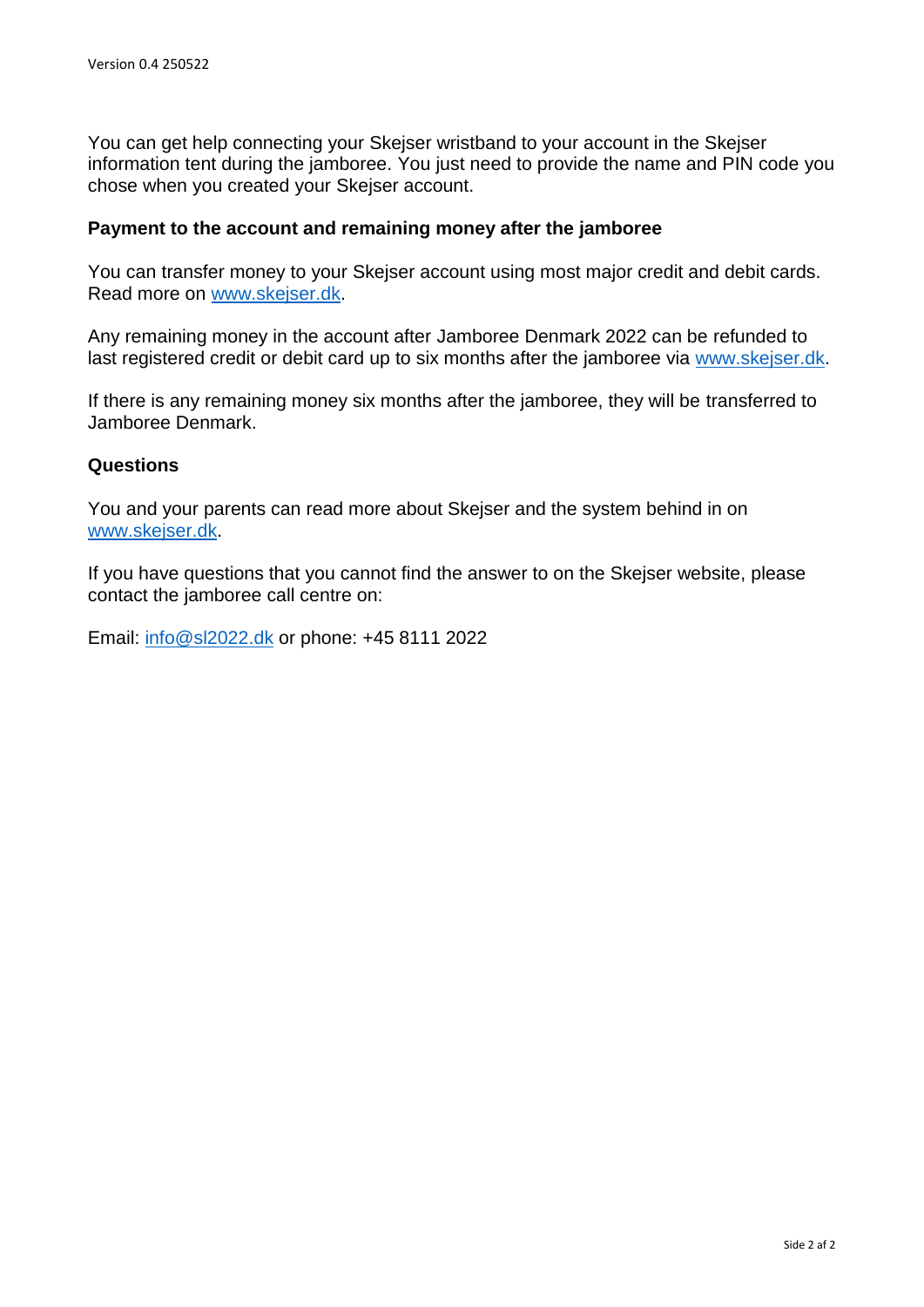You can get help connecting your Skejser wristband to your account in the Skejser information tent during the jamboree. You just need to provide the name and PIN code you chose when you created your Skejser account.

**Payment to the account and remaining money after the jamboree**

You can transfer money to your Skejser account using most major credit and debit cards. Read more on www.skejser.dk.

Any remaining money in the account after Jamboree Denmark 2022 can be refunded to last registered credit or debit card up to six months after the jamboree via www.skejser.dk.

If there is any remaining money six months after the jamboree, they will be transferred to Jamboree Denmark.

**Questions**

You and your parents can read more about Skejser and the system behind in on www.skejser.dk.

If you have questions that you cannot find the answer to on the Skejser website, please contact the jamboree call centre on:

Email: info@sl2022.dk or phone: +45 8111 2022